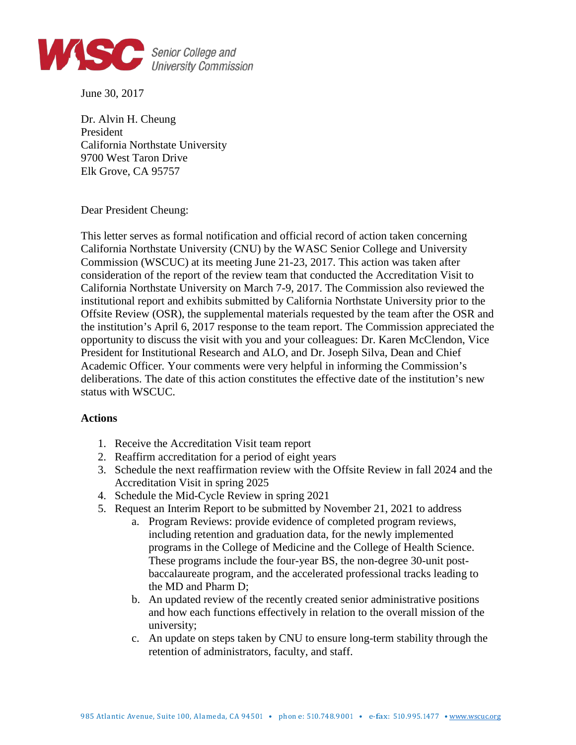WASC Senior College and University Commission

June 30, 2017

Dr. Alvin H. Cheung
President
California Northstate University
9700 West Taron Drive
Elk Grove, CA 95757

Dear President Cheung:

This letter serves as formal notification and official record of action taken concerning California Northstate University (CNU) by the WASC Senior College and University Commission (WSCUC) at its meeting June 21-23, 2017. This action was taken after consideration of the report of the review team that conducted the Accreditation Visit to California Northstate University on March 7-9, 2017. The Commission also reviewed the institutional report and exhibits submitted by California Northstate University prior to the Offsite Review (OSR), the supplemental materials requested by the team after the OSR and the institution's April 6, 2017 response to the team report. The Commission appreciated the opportunity to discuss the visit with you and your colleagues: Dr. Karen McClendon, Vice President for Institutional Research and ALO, and Dr. Joseph Silva, Dean and Chief Academic Officer. Your comments were very helpful in informing the Commission's deliberations. The date of this action constitutes the effective date of the institution's new status with WSCUC.

**Actions**

1. Receive the Accreditation Visit team report
2. Reaffirm accreditation for a period of eight years
3. Schedule the next reaffirmation review with the Offsite Review in fall 2024 and the Accreditation Visit in spring 2025
4. Schedule the Mid-Cycle Review in spring 2021
5. Request an Interim Report to be submitted by November 21, 2021 to address
   a. Program Reviews: provide evidence of completed program reviews, including retention and graduation data, for the newly implemented programs in the College of Medicine and the College of Health Science. These programs include the four-year BS, the non-degree 30-unit post-baccalaureate program, and the accelerated professional tracks leading to the MD and Pharm D;
   b. An updated review of the recently created senior administrative positions and how each functions effectively in relation to the overall mission of the university;
   c. An update on steps taken by CNU to ensure long-term stability through the retention of administrators, faculty, and staff.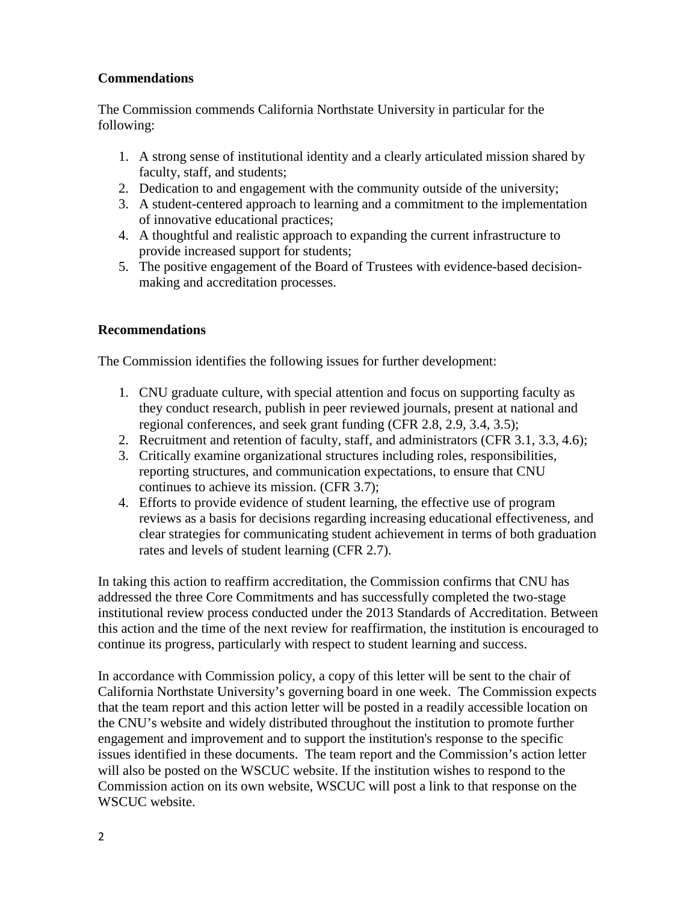**Commendations**

The Commission commends California Northstate University in particular for the following:

1. A strong sense of institutional identity and a clearly articulated mission shared by faculty, staff, and students;
2. Dedication to and engagement with the community outside of the university;
3. A student-centered approach to learning and a commitment to the implementation of innovative educational practices;
4. A thoughtful and realistic approach to expanding the current infrastructure to provide increased support for students;
5. The positive engagement of the Board of Trustees with evidence-based decision-making and accreditation processes.

**Recommendations**

The Commission identifies the following issues for further development:

1. CNU graduate culture, with special attention and focus on supporting faculty as they conduct research, publish in peer reviewed journals, present at national and regional conferences, and seek grant funding (CFR 2.8, 2.9, 3.4, 3.5);
2. Recruitment and retention of faculty, staff, and administrators (CFR 3.1, 3.3, 4.6);
3. Critically examine organizational structures including roles, responsibilities, reporting structures, and communication expectations, to ensure that CNU continues to achieve its mission. (CFR 3.7);
4. Efforts to provide evidence of student learning, the effective use of program reviews as a basis for decisions regarding increasing educational effectiveness, and clear strategies for communicating student achievement in terms of both graduation rates and levels of student learning (CFR 2.7).

In taking this action to reaffirm accreditation, the Commission confirms that CNU has addressed the three Core Commitments and has successfully completed the two-stage institutional review process conducted under the 2013 Standards of Accreditation. Between this action and the time of the next review for reaffirmation, the institution is encouraged to continue its progress, particularly with respect to student learning and success.

In accordance with Commission policy, a copy of this letter will be sent to the chair of California Northstate University's governing board in one week. The Commission expects that the team report and this action letter will be posted in a readily accessible location on the CNU's website and widely distributed throughout the institution to promote further engagement and improvement and to support the institution's response to the specific issues identified in these documents. The team report and the Commission's action letter will also be posted on the WSCUC website. If the institution wishes to respond to the Commission action on its own website, WSCUC will post a link to that response on the WSCUC website.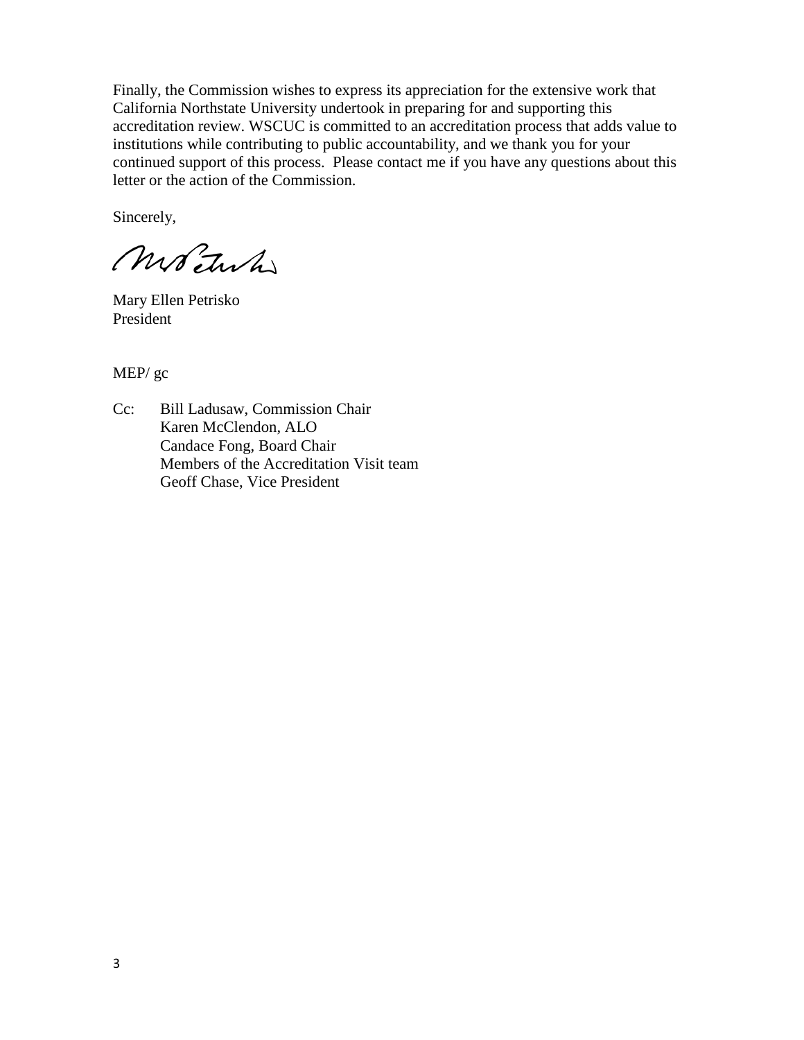Finally, the Commission wishes to express its appreciation for the extensive work that California Northstate University undertook in preparing for and supporting this accreditation review. WSCUC is committed to an accreditation process that adds value to institutions while contributing to public accountability, and we thank you for your continued support of this process. Please contact me if you have any questions about this letter or the action of the Commission.

Sincerely,

Mary Ellen Petrisko  
President

MEP/ gc

Cc: Bill Ladusaw, Commission Chair  
Karen McClendon, ALO  
Candace Fong, Board Chair  
Members of the Accreditation Visit team  
Geoff Chase, Vice President